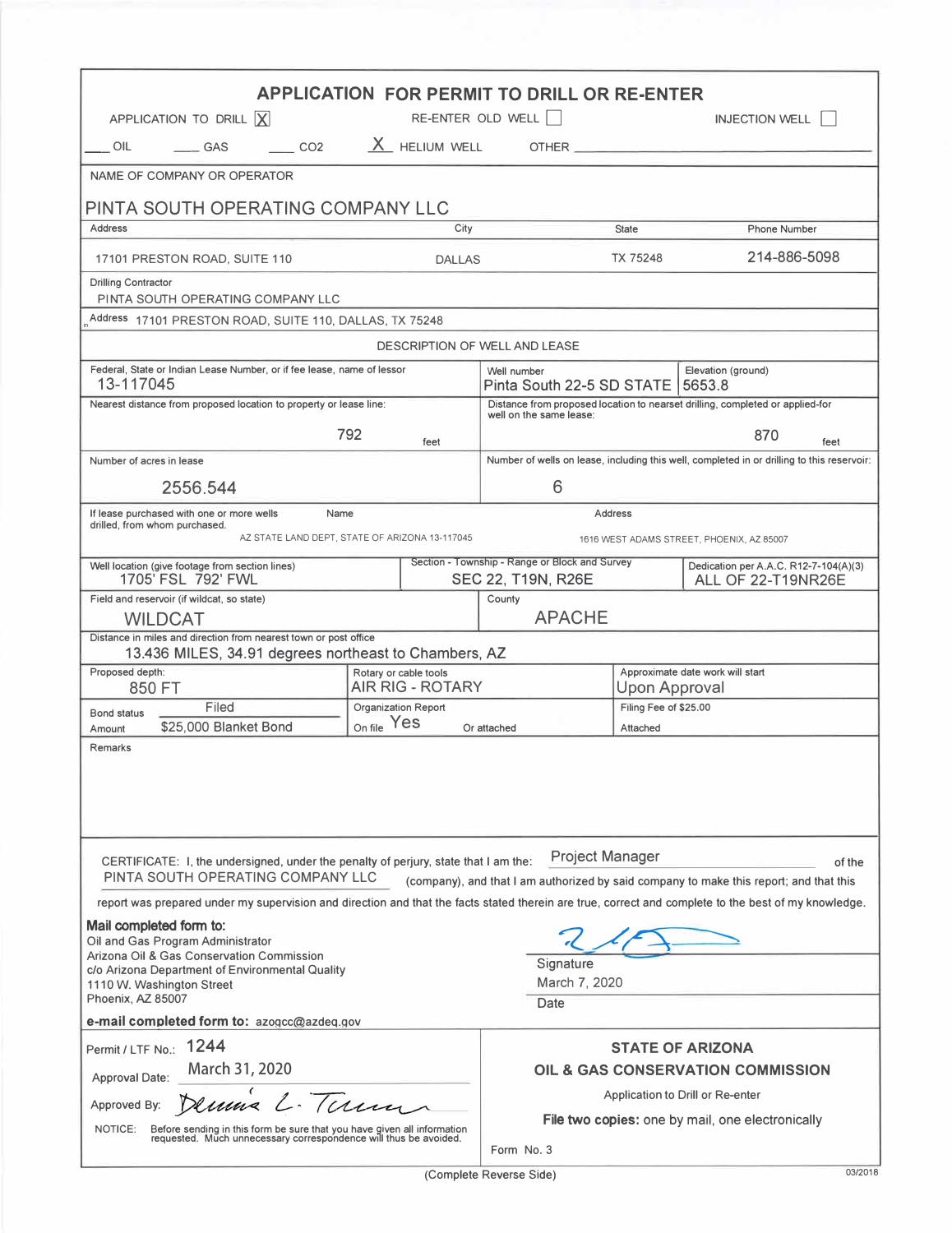# APPLICATION FOR PERMIT TO DRILL OR RE-ENTER

APPLICATION TO DRILL [X] RE-ENTER OLD WELL [ ] INJECTION WELL [ ]

___ OIL ___ GAS ___ CO2 X HELIUM WELL OTHER ______

| NAME OF COMPANY OR OPERATOR | | | |
|---|---|---|---|
| PINTA SOUTH OPERATING COMPANY LLC | | | |
| Address | City | State | Phone Number |
| 17101 PRESTON ROAD, SUITE 110 | DALLAS | TX 75248 | 214-886-5098 |

Drilling Contractor
PINTA SOUTH OPERATING COMPANY LLC

Address 17101 PRESTON ROAD, SUITE 110, DALLAS, TX 75248

## DESCRIPTION OF WELL AND LEASE

| Federal, State or Indian Lease Number, or if fee lease, name of lessor | Well number | Elevation (ground) |
|---|---|---|
| 13-117045 | Pinta South 22-5 SD STATE | 5653.8 |

| Nearest distance from proposed location to property or lease line: | Distance from proposed location to nearset drilling, completed or applied-for well on the same lease: |
|---|---|
| 792 feet | 870 feet |

| Number of acres in lease | Number of wells on lease, including this well, completed in or drilling to this reservoir: |
|---|---|
| 2556.544 | 6 |

| If lease purchased with one or more wells drilled, from whom purchased. | Name | Address |
|---|---|---|
| | AZ STATE LAND DEPT, STATE OF ARIZONA 13-117045 | 1616 WEST ADAMS STREET, PHOENIX, AZ 85007 |

| Well location (give footage from section lines) | Section - Township - Range or Block and Survey | Dedication per A.A.C. R12-7-104(A)(3) |
|---|---|---|
| 1705' FSL 792' FWL | SEC 22, T19N, R26E | ALL OF 22-T19NR26E |

| Field and reservoir (if wildcat, so state) | County |
|---|---|
| WILDCAT | APACHE |

Distance in miles and direction from nearest town or post office
13.436 MILES, 34.91 degrees northeast to Chambers, AZ

| Proposed depth: | Rotary or cable tools | Approximate date work will start |
|---|---|---|
| 850 FT | AIR RIG - ROTARY | Upon Approval |

| Bond status: Filed | Organization Report | Filing Fee of $25.00 |
|---|---|---|
| Amount: $25,000 Blanket Bond | On file Yes Or attached | Attached |

Remarks

CERTIFICATE: I, the undersigned, under the penalty of perjury, state that I am the: Project Manager of the PINTA SOUTH OPERATING COMPANY LLC (company), and that I am authorized by said company to make this report; and that this report was prepared under my supervision and direction and that the facts stated therein are true, correct and complete to the best of my knowledge.

**Mail completed form to:**
Oil and Gas Program Administrator
Arizona Oil & Gas Conservation Commission
c/o Arizona Department of Environmental Quality
1110 W. Washington Street
Phoenix, AZ 85007

**e-mail completed form to:** azogcc@azdeq.gov

Signature: [signature]

Date: March 7, 2020

Permit / LTF No.: 1244

Approval Date: March 31, 2020

Approved By: [signature] Dennis L. Turner

NOTICE: Before sending in this form be sure that you have given all information requested. Much unnecessary correspondence will thus be avoided.

**STATE OF ARIZONA**
**OIL & GAS CONSERVATION COMMISSION**

Application to Drill or Re-enter

**File two copies:** one by mail, one electronically

Form No. 3

(Complete Reverse Side)

03/2018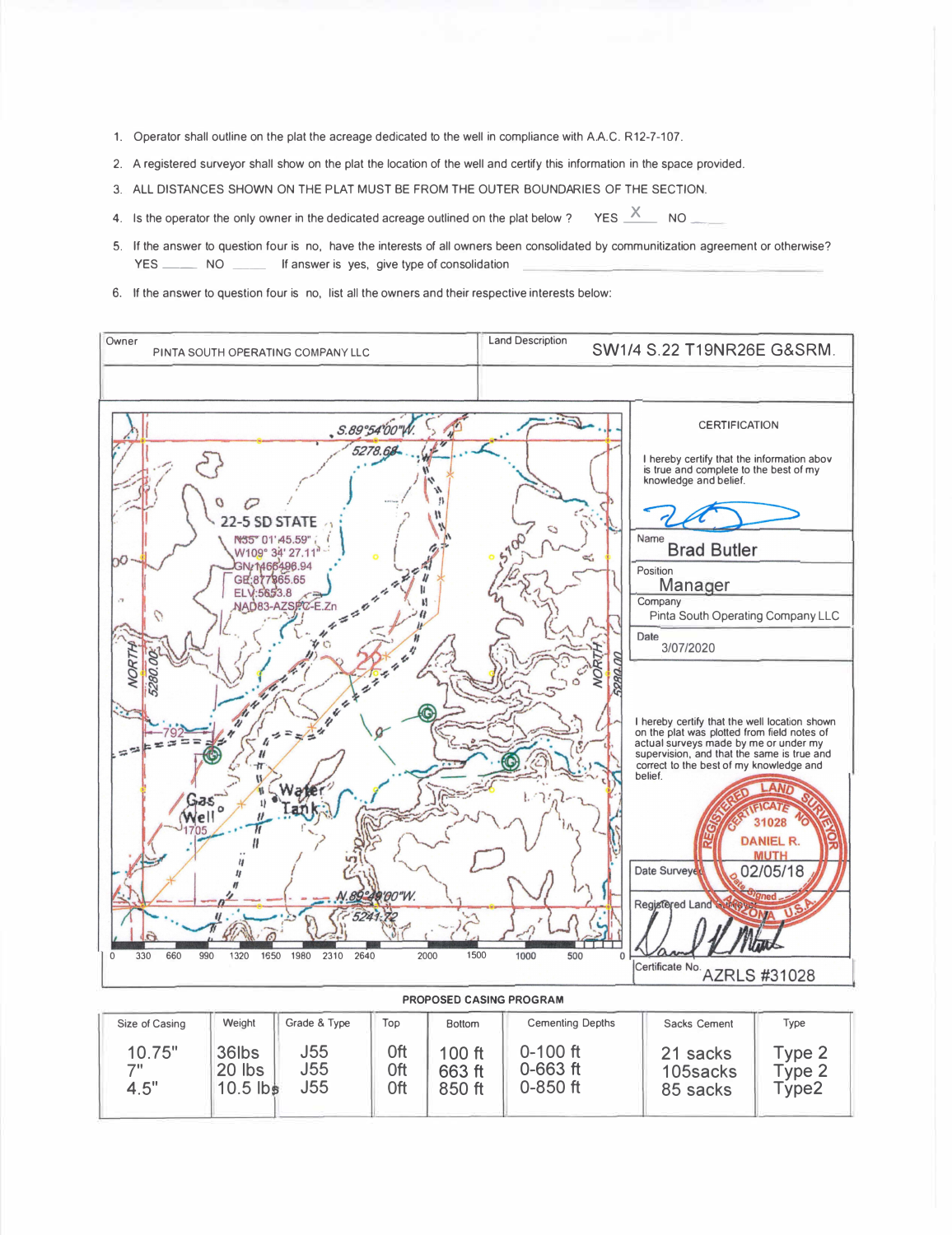1. Operator shall outline on the plat the acreage dedicated to the well in compliance with A.A.C. R12-7-107.
2. A registered surveyor shall show on the plat the location of the well and certify this information in the space provided.
3. ALL DISTANCES SHOWN ON THE PLAT MUST BE FROM THE OUTER BOUNDARIES OF THE SECTION.
4. Is the operator the only owner in the dedicated acreage outlined on the plat below ? YES X NO ____
5. If the answer to question four is no, have the interests of all owners been consolidated by communitization agreement or otherwise? YES ____ NO ____ If answer is yes, give type of consolidation ____
6. If the answer to question four is no, list all the owners and their respective interests below:

| Owner | Land Description |
|---|---|
| PINTA SOUTH OPERATING COMPANY LLC | SW1/4 S.22 T19NR26E G&SRM. |

S.89°54'00"W. 5278.68

22-5 SD STATE
N35° 01' 45.59"
W109° 34' 27.11"
GN:1466496.94
GE:877965.65
ELV:5653.8
NAD83-AZSPC-E.Zn

NORTH 5280.00 — NORTH 5280.00

792 — 1705

Gas Well — Water Tank

N.89°49'00"W. 5241.72

0 330 660 990 1320 1650 1980 2310 2640 2000 1500 1000 500 0

**CERTIFICATION**

I hereby certify that the information abov is true and complete to the best of my knowledge and belief.

Name: Brad Butler
Position: Manager
Company: Pinta South Operating Company LLC
Date: 3/07/2020

I hereby certify that the well location shown on the plat was plotted from field notes of actual surveys made by me or under my supervision, and that the same is true and correct to the best of my knowledge and belief.

REGISTERED LAND SURVEYOR — CERTIFICATE NO. 31028 — DANIEL R. MUTH — Date Signed — ARIZONA U.S.A.

Date Surveyed: 02/05/18
Registered Land Surveyor
Certificate No. AZRLS #31028

**PROPOSED CASING PROGRAM**

| Size of Casing | Weight | Grade & Type | Top | Bottom | Cementing Depths | Sacks Cement | Type |
|---|---|---|---|---|---|---|---|
| 10.75" | 36lbs | J55 | 0ft | 100 ft | 0-100 ft | 21 sacks | Type 2 |
| 7" | 20 lbs | J55 | 0ft | 663 ft | 0-663 ft | 105sacks | Type 2 |
| 4.5" | 10.5 lbs | J55 | 0ft | 850 ft | 0-850 ft | 85 sacks | Type2 |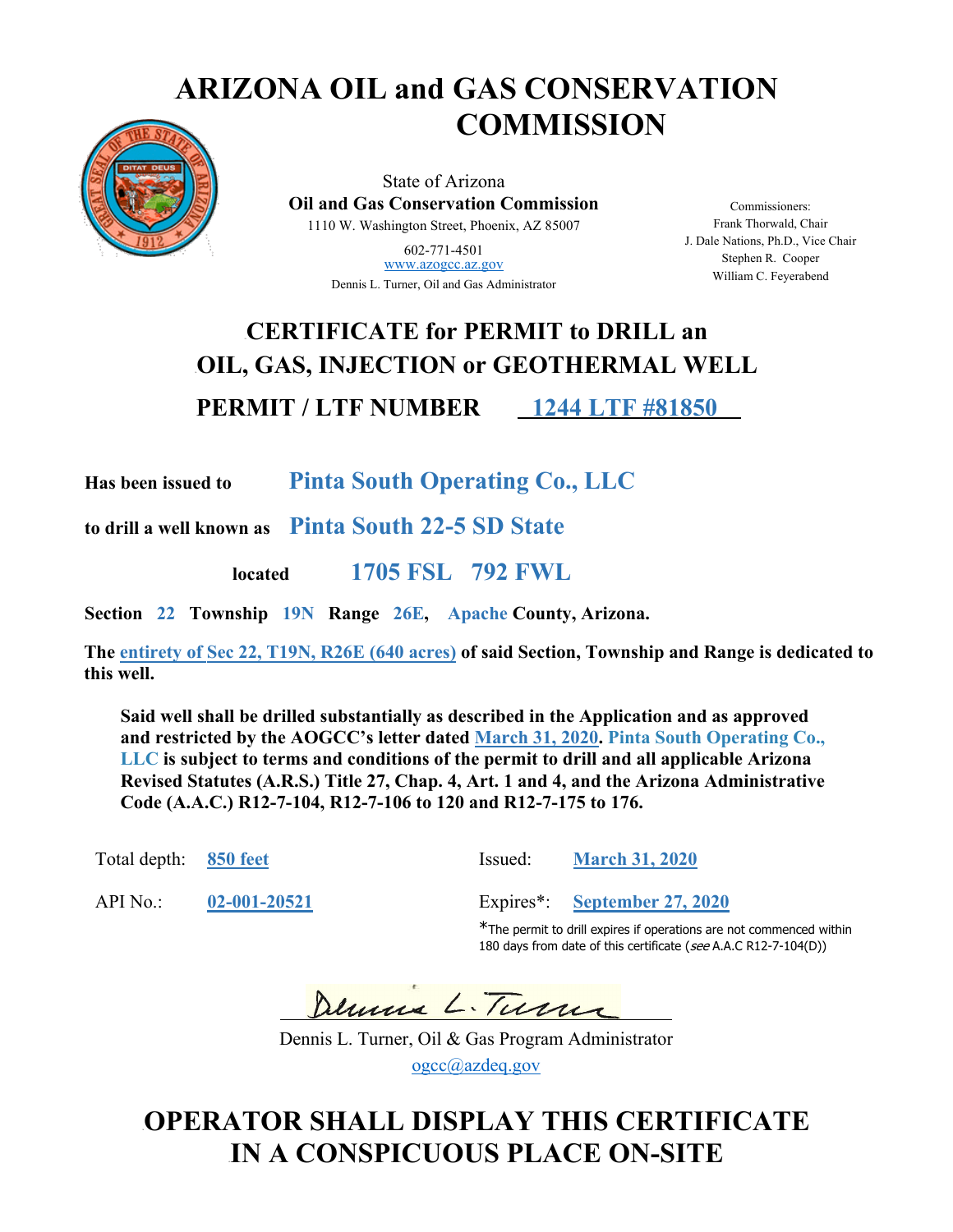# ARIZONA OIL and GAS CONSERVATION COMMISSION

State of Arizona
**Oil and Gas Conservation Commission**
1110 W. Washington Street, Phoenix, AZ 85007
602-771-4501
www.azogcc.az.gov
Dennis L. Turner, Oil and Gas Administrator

Commissioners:
Frank Thorwald, Chair
J. Dale Nations, Ph.D., Vice Chair
Stephen R. Cooper
William C. Feyerabend

## CERTIFICATE for PERMIT to DRILL an OIL, GAS, INJECTION or GEOTHERMAL WELL

## PERMIT / LTF NUMBER 1244 LTF #81850

**Has been issued to** **Pinta South Operating Co., LLC**

**to drill a well known as** **Pinta South 22-5 SD State**

**located** **1705 FSL 792 FWL**

**Section 22 Township 19N Range 26E, Apache County, Arizona.**

**The entirety of Sec 22, T19N, R26E (640 acres) of said Section, Township and Range is dedicated to this well.**

**Said well shall be drilled substantially as described in the Application and as approved and restricted by the AOGCC's letter dated March 31, 2020. Pinta South Operating Co., LLC is subject to terms and conditions of the permit to drill and all applicable Arizona Revised Statutes (A.R.S.) Title 27, Chap. 4, Art. 1 and 4, and the Arizona Administrative Code (A.A.C.) R12-7-104, R12-7-106 to 120 and R12-7-175 to 176.**

Total depth: 850 feet

API No.: 02-001-20521

Issued: March 31, 2020

Expires*: September 27, 2020

*The permit to drill expires if operations are not commenced within 180 days from date of this certificate (*see* A.A.C R12-7-104(D))

Dennis L. Turner
Dennis L. Turner, Oil & Gas Program Administrator
ogcc@azdeq.gov

## OPERATOR SHALL DISPLAY THIS CERTIFICATE IN A CONSPICUOUS PLACE ON-SITE